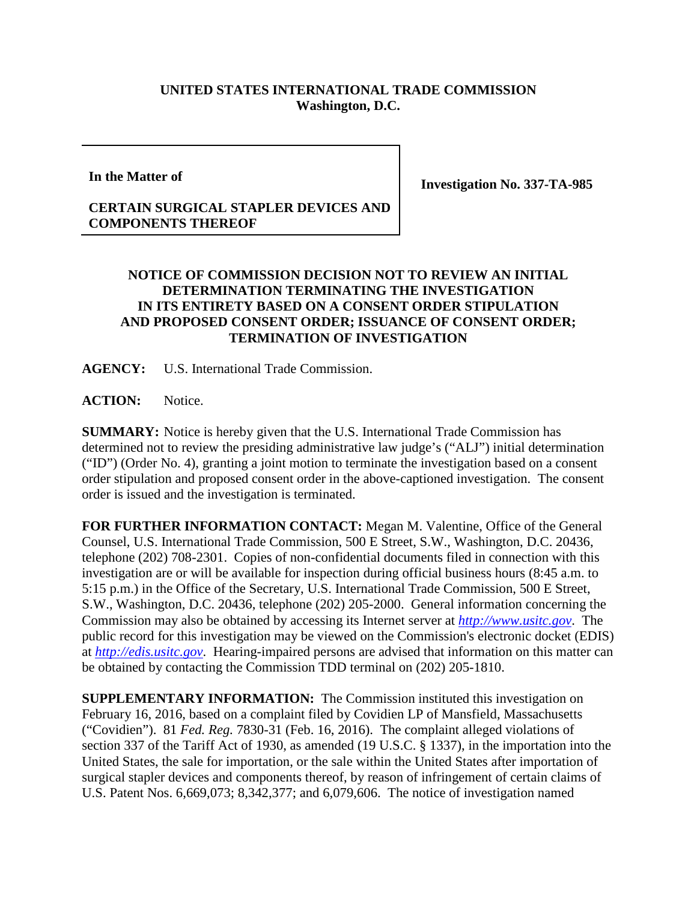**UNITED STATES INTERNATIONAL TRADE COMMISSION**
**Washington, D.C.**

| In the Matter of<br><br>**CERTAIN SURGICAL STAPLER DEVICES AND COMPONENTS THEREOF** | **Investigation No. 337-TA-985** |
|---|---|

**NOTICE OF COMMISSION DECISION NOT TO REVIEW AN INITIAL DETERMINATION TERMINATING THE INVESTIGATION IN ITS ENTIRETY BASED ON A CONSENT ORDER STIPULATION AND PROPOSED CONSENT ORDER; ISSUANCE OF CONSENT ORDER; TERMINATION OF INVESTIGATION**

**AGENCY:** U.S. International Trade Commission.

**ACTION:** Notice.

**SUMMARY:** Notice is hereby given that the U.S. International Trade Commission has determined not to review the presiding administrative law judge's ("ALJ") initial determination ("ID") (Order No. 4), granting a joint motion to terminate the investigation based on a consent order stipulation and proposed consent order in the above-captioned investigation. The consent order is issued and the investigation is terminated.

**FOR FURTHER INFORMATION CONTACT:** Megan M. Valentine, Office of the General Counsel, U.S. International Trade Commission, 500 E Street, S.W., Washington, D.C. 20436, telephone (202) 708-2301. Copies of non-confidential documents filed in connection with this investigation are or will be available for inspection during official business hours (8:45 a.m. to 5:15 p.m.) in the Office of the Secretary, U.S. International Trade Commission, 500 E Street, S.W., Washington, D.C. 20436, telephone (202) 205-2000. General information concerning the Commission may also be obtained by accessing its Internet server at *http://www.usitc.gov*. The public record for this investigation may be viewed on the Commission's electronic docket (EDIS) at *http://edis.usitc.gov*. Hearing-impaired persons are advised that information on this matter can be obtained by contacting the Commission TDD terminal on (202) 205-1810.

**SUPPLEMENTARY INFORMATION:** The Commission instituted this investigation on February 16, 2016, based on a complaint filed by Covidien LP of Mansfield, Massachusetts ("Covidien"). 81 *Fed. Reg.* 7830-31 (Feb. 16, 2016). The complaint alleged violations of section 337 of the Tariff Act of 1930, as amended (19 U.S.C. § 1337), in the importation into the United States, the sale for importation, or the sale within the United States after importation of surgical stapler devices and components thereof, by reason of infringement of certain claims of U.S. Patent Nos. 6,669,073; 8,342,377; and 6,079,606. The notice of investigation named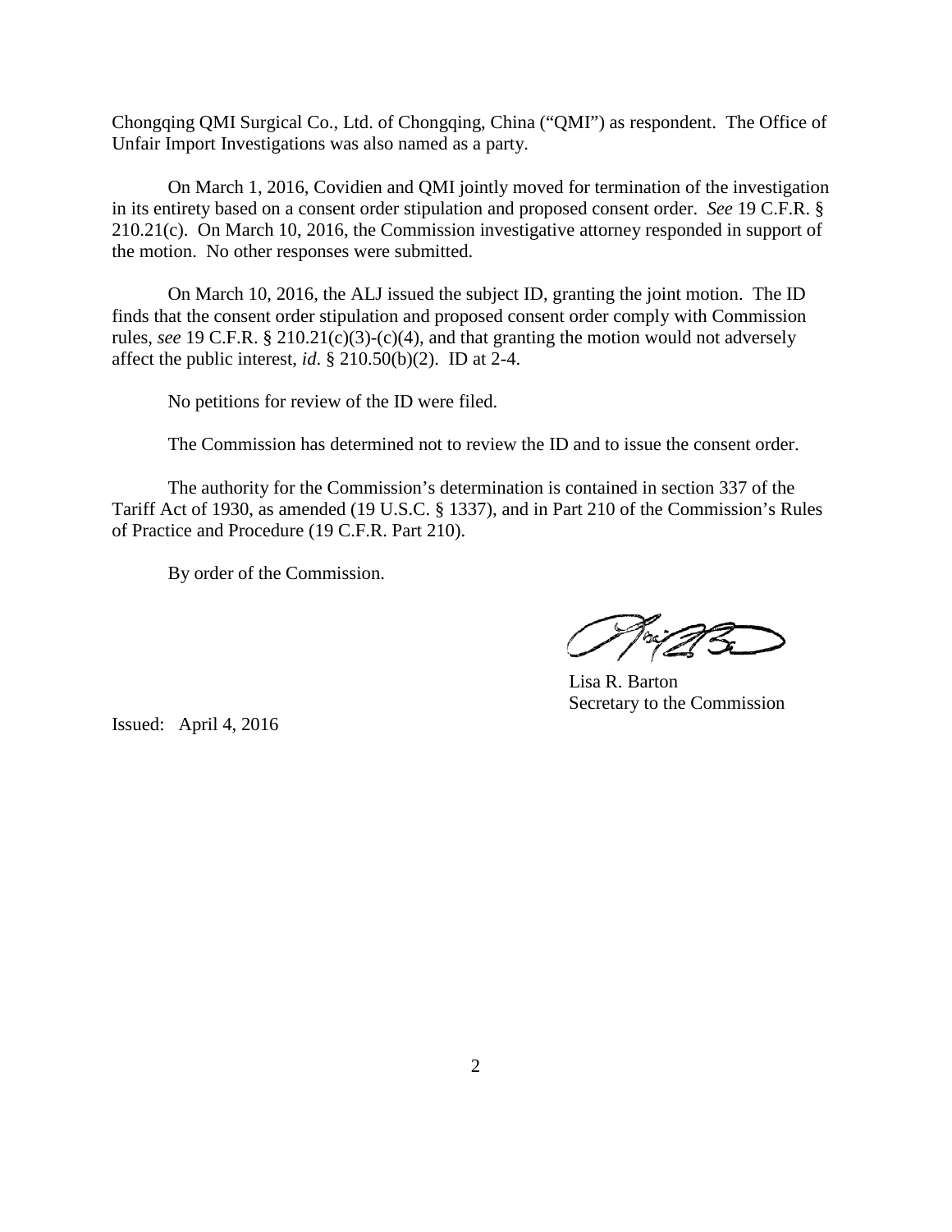Chongqing QMI Surgical Co., Ltd. of Chongqing, China ("QMI") as respondent. The Office of Unfair Import Investigations was also named as a party.

On March 1, 2016, Covidien and QMI jointly moved for termination of the investigation in its entirety based on a consent order stipulation and proposed consent order. *See* 19 C.F.R. § 210.21(c). On March 10, 2016, the Commission investigative attorney responded in support of the motion. No other responses were submitted.

On March 10, 2016, the ALJ issued the subject ID, granting the joint motion. The ID finds that the consent order stipulation and proposed consent order comply with Commission rules, *see* 19 C.F.R. § 210.21(c)(3)-(c)(4), and that granting the motion would not adversely affect the public interest, *id*. § 210.50(b)(2). ID at 2-4.

No petitions for review of the ID were filed.

The Commission has determined not to review the ID and to issue the consent order.

The authority for the Commission's determination is contained in section 337 of the Tariff Act of 1930, as amended (19 U.S.C. § 1337), and in Part 210 of the Commission's Rules of Practice and Procedure (19 C.F.R. Part 210).

By order of the Commission.

Lisa R. Barton
Secretary to the Commission

Issued: April 4, 2016